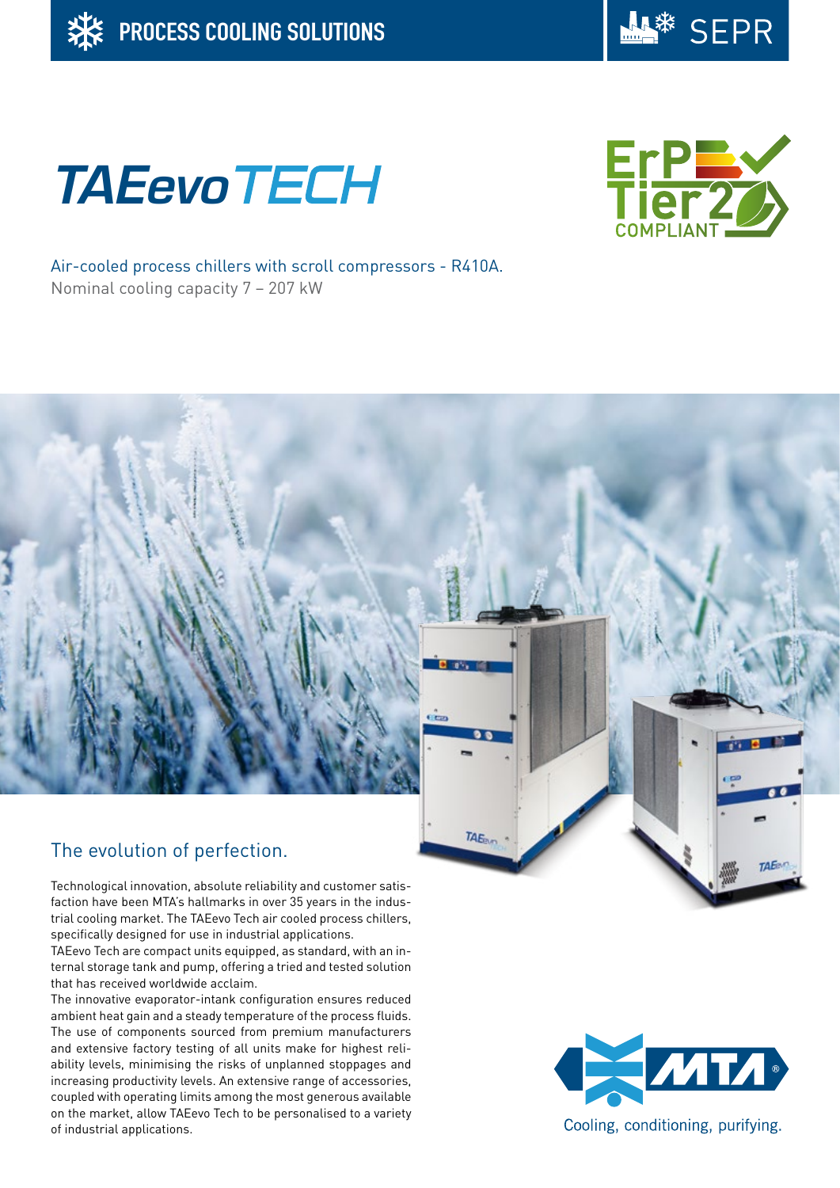PROCESS COOLING SOLUTIONS

SEPR

# TAEevoTECH

ErP Tier 2 COMPLIANT

Air-cooled process chillers with scroll compressors - R410A.
Nominal cooling capacity 7 – 207 kW

## The evolution of perfection.

Technological innovation, absolute reliability and customer satisfaction have been MTA's hallmarks in over 35 years in the industrial cooling market. The TAEevo Tech air cooled process chillers, specifically designed for use in industrial applications.
TAEevo Tech are compact units equipped, as standard, with an internal storage tank and pump, offering a tried and tested solution that has received worldwide acclaim.
The innovative evaporator-intank configuration ensures reduced ambient heat gain and a steady temperature of the process fluids. The use of components sourced from premium manufacturers and extensive factory testing of all units make for highest reliability levels, minimising the risks of unplanned stoppages and increasing productivity levels. An extensive range of accessories, coupled with operating limits among the most generous available on the market, allow TAEevo Tech to be personalised to a variety of industrial applications.

MTA®
Cooling, conditioning, purifying.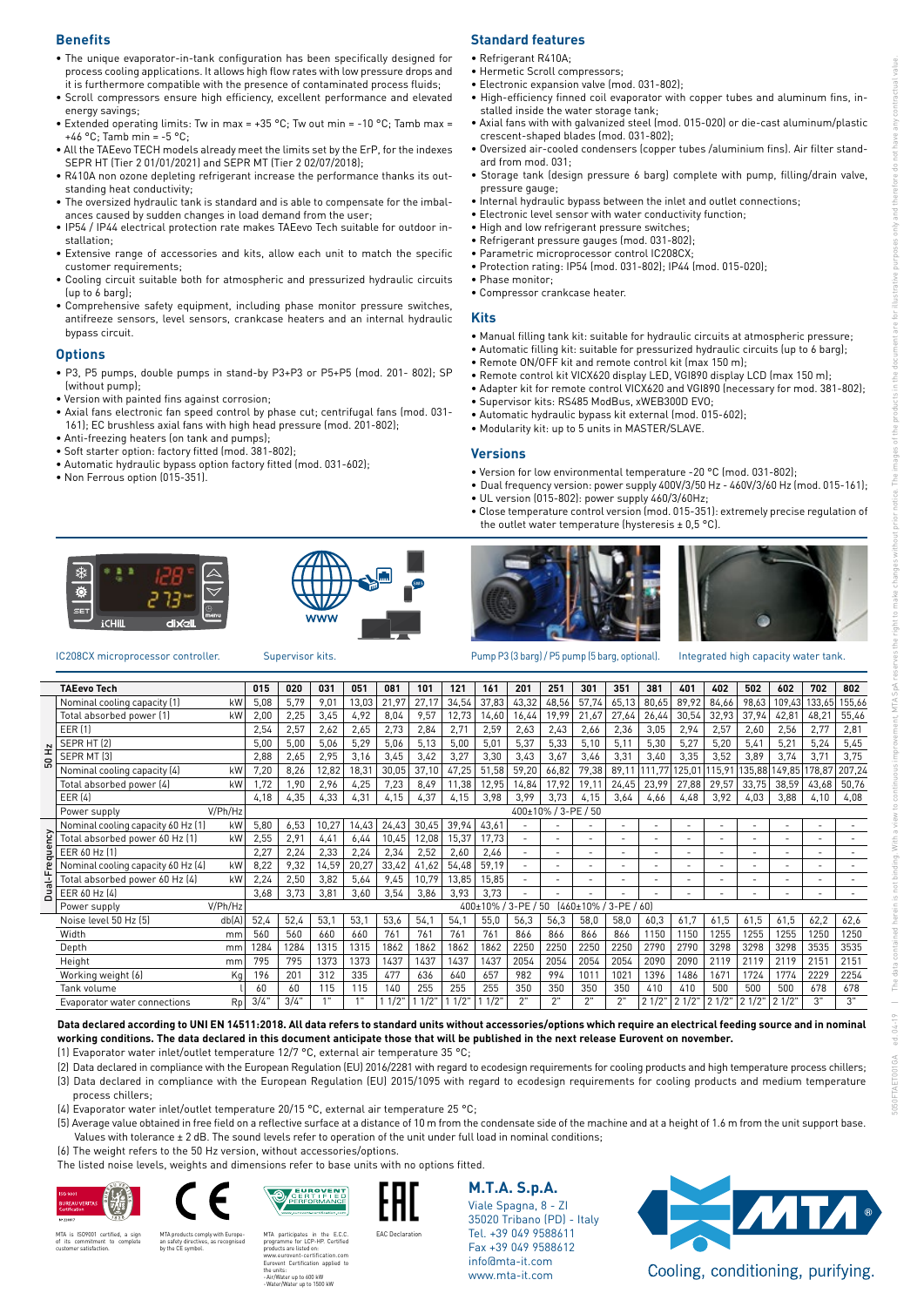## Benefits

- The unique evaporator-in-tank configuration has been specifically designed for process cooling applications. It allows high flow rates with low pressure drops and it is furthermore compatible with the presence of contaminated process fluids;
- Scroll compressors ensure high efficiency, excellent performance and elevated energy savings;
- Extended operating limits: Tw in max = +35 °C; Tw out min = -10 °C; Tamb max = +46 °C; Tamb min = -5 °C;
- All the TAEevo TECH models already meet the limits set by the ErP, for the indexes SEPR HT (Tier 2 01/01/2021) and SEPR MT (Tier 2 02/07/2018);
- R410A non ozone depleting refrigerant increase the performance thanks its outstanding heat conductivity;
- The oversized hydraulic tank is standard and is able to compensate for the imbalances caused by sudden changes in load demand from the user;
- IP54 / IP44 electrical protection rate makes TAEevo Tech suitable for outdoor installation;
- Extensive range of accessories and kits, allow each unit to match the specific customer requirements;
- Cooling circuit suitable both for atmospheric and pressurized hydraulic circuits (up to 6 barg);
- Comprehensive safety equipment, including phase monitor pressure switches, antifreeze sensors, level sensors, crankcase heaters and an internal hydraulic bypass circuit.

## Options

- P3, P5 pumps, double pumps in stand-by P3+P3 or P5+P5 (mod. 201- 802); SP (without pump);
- Version with painted fins against corrosion;
- Axial fans electronic fan speed control by phase cut; centrifugal fans (mod. 031-161); EC brushless axial fans with high head pressure (mod. 201-802);
- Anti-freezing heaters (on tank and pumps);
- Soft starter option: factory fitted (mod. 381-802);
- Automatic hydraulic bypass option factory fitted (mod. 031-602);
- Non Ferrous option (015-351).

## Standard features

- Refrigerant R410A;
- Hermetic Scroll compressors;
- Electronic expansion valve (mod. 031-802);
- High-efficiency finned coil evaporator with copper tubes and aluminum fins, installed inside the water storage tank;
- Axial fans with with galvanized steel (mod. 015-020) or die-cast aluminum/plastic crescent-shaped blades (mod. 031-802);
- Oversized air-cooled condensers (copper tubes /aluminium fins). Air filter standard from mod. 031;
- Storage tank (design pressure 6 barg) complete with pump, filling/drain valve, pressure gauge;
- Internal hydraulic bypass between the inlet and outlet connections;
- Electronic level sensor with water conductivity function;
- High and low refrigerant pressure switches;
- Refrigerant pressure gauges (mod. 031-802);
- Parametric microprocessor control IC208CX;
- Protection rating: IP54 (mod. 031-802); IP44 (mod. 015-020);
- Phase monitor;
- Compressor crankcase heater.

## Kits

- Manual filling tank kit: suitable for hydraulic circuits at atmospheric pressure;
- Automatic filling kit: suitable for pressurized hydraulic circuits (up to 6 barg);
- Remote ON/OFF kit and remote control kit (max 150 m);
- Remote control kit VICX620 display LED, VGI890 display LCD (max 150 m);
- Adapter kit for remote control VICX620 and VGI890 (necessary for mod. 381-802);
- Supervisor kits: RS485 ModBus, xWEB300D EVO;
- Automatic hydraulic bypass kit external (mod. 015-602);
- Modularity kit: up to 5 units in MASTER/SLAVE.

## Versions

- Version for low environmental temperature -20 °C (mod. 031-802);
- Dual frequency version: power supply 400V/3/50 Hz - 460V/3/60 Hz (mod. 015-161);
- UL version (015-802): power supply 460/3/60Hz;
- Close temperature control version (mod. 015-351): extremely precise regulation of the outlet water temperature (hysteresis ± 0,5 °C).

IC208CX microprocessor controller.

Supervisor kits.

Pump P3 (3 barg) / P5 pump (5 barg, optional).

Integrated high capacity water tank.

| | TAEevo Tech | | 015 | 020 | 031 | 051 | 081 | 101 | 121 | 161 | 201 | 251 | 301 | 351 | 381 | 401 | 402 | 502 | 602 | 702 | 802 |
|---|---|---|---|---|---|---|---|---|---|---|---|---|---|---|---|---|---|---|---|---|---|
| 50 Hz | Nominal cooling capacity (1) | kW | 5,08 | 5,79 | 9,01 | 13,03 | 21,97 | 27,17 | 34,54 | 37,83 | 43,32 | 48,56 | 57,74 | 65,13 | 80,65 | 89,92 | 84,66 | 98,63 | 109,43 | 133,65 | 155,66 |
| | Total absorbed power (1) | kW | 2,00 | 2,25 | 3,45 | 4,92 | 8,04 | 9,57 | 12,73 | 14,60 | 16,44 | 19,99 | 21,67 | 27,64 | 26,44 | 30,54 | 32,93 | 37,94 | 42,81 | 48,21 | 55,46 |
| | EER (1) | | 2,54 | 2,57 | 2,62 | 2,65 | 2,73 | 2,84 | 2,71 | 2,59 | 2,63 | 2,43 | 2,66 | 2,36 | 3,05 | 2,94 | 2,57 | 2,60 | 2,56 | 2,77 | 2,81 |
| | SEPR HT (2) | | 5,00 | 5,00 | 5,06 | 5,29 | 5,06 | 5,13 | 5,00 | 5,01 | 5,37 | 5,33 | 5,10 | 5,11 | 5,30 | 5,27 | 5,20 | 5,41 | 5,21 | 5,24 | 5,45 |
| | SEPR MT (3) | | 2,88 | 2,65 | 2,95 | 3,16 | 3,45 | 3,42 | 3,27 | 3,30 | 3,43 | 3,67 | 3,46 | 3,31 | 3,40 | 3,35 | 3,52 | 3,89 | 3,74 | 3,71 | 3,75 |
| | Nominal cooling capacity (4) | kW | 7,20 | 8,26 | 12,82 | 18,31 | 30,05 | 37,10 | 47,25 | 51,58 | 59,20 | 66,82 | 79,38 | 89,11 | 111,77 | 125,01 | 115,91 | 135,88 | 149,85 | 178,87 | 207,24 |
| | Total absorbed power (4) | kW | 1,72 | 1,90 | 2,96 | 4,25 | 7,23 | 8,49 | 11,38 | 12,95 | 14,84 | 17,92 | 19,11 | 24,45 | 23,99 | 27,88 | 29,57 | 33,75 | 38,59 | 43,68 | 50,76 |
| | EER (4) | | 4,18 | 4,35 | 4,33 | 4,31 | 4,15 | 4,37 | 4,15 | 3,98 | 3,99 | 3,73 | 4,15 | 3,64 | 4,66 | 4,48 | 3,92 | 4,03 | 3,88 | 4,10 | 4,08 |
| | Power supply | V/Ph/Hz | 400±10% / 3-PE / 50 | | | | | | | | | | | | | | | | | | |
| Dual-Frequency | Nominal cooling capacity 60 Hz (1) | kW | 5,80 | 6,53 | 10,27 | 14,43 | 24,43 | 30,45 | 39,94 | 43,61 | - | - | - | - | - | - | - | - | - | - | - |
| | Total absorbed power 60 Hz (1) | kW | 2,55 | 2,91 | 4,41 | 6,44 | 10,45 | 12,08 | 15,37 | 17,73 | - | - | - | - | - | - | - | - | - | - | - |
| | EER 60 Hz (1) | | 2,27 | 2,24 | 2,33 | 2,24 | 2,34 | 2,52 | 2,60 | 2,46 | - | - | - | - | - | - | - | - | - | - | - |
| | Nominal cooling capacity 60 Hz (4) | kW | 8,22 | 9,32 | 14,59 | 20,27 | 33,42 | 41,62 | 54,48 | 59,19 | - | - | - | - | - | - | - | - | - | - | - |
| | Total absorbed power 60 Hz (4) | kW | 2,24 | 2,50 | 3,82 | 5,64 | 9,45 | 10,79 | 13,85 | 15,85 | - | - | - | - | - | - | - | - | - | - | - |
| | EER 60 Hz (4) | | 3,68 | 3,73 | 3,81 | 3,60 | 3,54 | 3,86 | 3,93 | 3,73 | - | - | - | - | - | - | - | - | - | - | - |
| | Power supply | V/Ph/Hz | 400±10% / 3-PE / 50 (460±10% / 3-PE / 60) | | | | | | | | | | | | | | | | | | |
| | Noise level 50 Hz (5) | db(A) | 52,4 | 52,4 | 53,1 | 53,1 | 53,6 | 54,1 | 54,1 | 55,0 | 56,3 | 56,3 | 58,0 | 58,0 | 60,3 | 61,7 | 61,5 | 61,5 | 61,5 | 62,2 | 62,6 |
| | Width | mm | 560 | 560 | 660 | 660 | 761 | 761 | 761 | 761 | 866 | 866 | 866 | 866 | 1150 | 1150 | 1255 | 1255 | 1255 | 1250 | 1250 |
| | Depth | mm | 1284 | 1284 | 1315 | 1315 | 1862 | 1862 | 1862 | 1862 | 2250 | 2250 | 2250 | 2250 | 2790 | 2790 | 3298 | 3298 | 3298 | 3535 | 3535 |
| | Height | mm | 795 | 795 | 1373 | 1373 | 1437 | 1437 | 1437 | 1437 | 2054 | 2054 | 2054 | 2054 | 2090 | 2090 | 2119 | 2119 | 2119 | 2151 | 2151 |
| | Working weight (6) | Kg | 196 | 201 | 312 | 335 | 477 | 636 | 640 | 657 | 982 | 994 | 1011 | 1021 | 1396 | 1486 | 1671 | 1724 | 1774 | 2229 | 2254 |
| | Tank volume | l | 60 | 60 | 115 | 115 | 140 | 255 | 255 | 255 | 350 | 350 | 350 | 350 | 410 | 410 | 500 | 500 | 500 | 678 | 678 |
| | Evaporator water connections | Rp | 3/4" | 3/4" | 1" | 1" | 1 1/2" | 1 1/2" | 1 1/2" | 1 1/2" | 2" | 2" | 2" | 2" | 2 1/2" | 2 1/2" | 2 1/2" | 2 1/2" | 2 1/2" | 3" | 3" |

**Data declared according to UNI EN 14511:2018. All data refers to standard units without accessories/options which require an electrical feeding source and in nominal working conditions. The data declared in this document anticipate those that will be published in the next release Eurovent on november.**

(1) Evaporator water inlet/outlet temperature 12/7 °C, external air temperature 35 °C;

(2) Data declared in compliance with the European Regulation (EU) 2016/2281 with regard to ecodesign requirements for cooling products and high temperature process chillers;

(3) Data declared in compliance with the European Regulation (EU) 2015/1095 with regard to ecodesign requirements for cooling products and medium temperature process chillers;

(4) Evaporator water inlet/outlet temperature 20/15 °C, external air temperature 25 °C;

(5) Average value obtained in free field on a reflective surface at a distance of 10 m from the condensate side of the machine and at a height of 1.6 m from the unit support base. Values with tolerance ± 2 dB. The sound levels refer to operation of the unit under full load in nominal conditions;

(6) The weight refers to the 50 Hz version, without accessories/options.

The listed noise levels, weights and dimensions refer to base units with no options fitted.

MTA is ISO9001 certified, a sign of its commitment to complete customer satisfaction.

MTA products comply with European safety directives, as recognised by the CE symbol.

MTA participates in the E.C.C. programme for LCP-HP. Certified products are listed on: www.eurovent-certification.com Eurovent Certification applied to the units: - Air/Water up to 600 kW - Water/Water up to 1500 kW

EAC Declaration

**M.T.A. S.p.A.**
Viale Spagna, 8 - ZI
35020 Tribano (PD) - Italy
Tel. +39 049 9588611
Fax +39 049 9588612
info@mta-it.com
www.mta-it.com

Cooling, conditioning, purifying.

The data contained herein is not binding. With a view to continuous improvement, MTA SpA reserves the right to make changes without prior notice. The images of the products in the document are for illustrative purposes only and therefore do not have any contractual value.